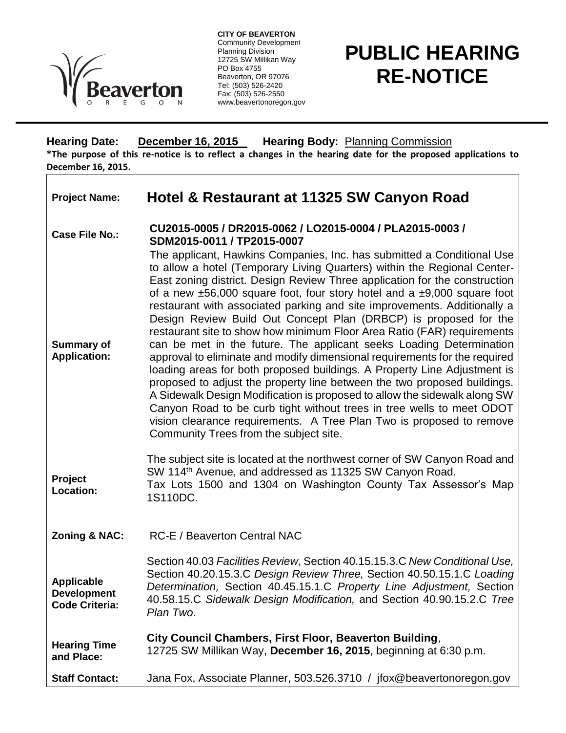**CITY OF BEAVERTON**
Community Development
Planning Division
12725 SW Millikan Way
PO Box 4755
Beaverton, OR 97076
Tel: (503) 526-2420
Fax: (503) 526-2550
www.beavertonoregon.gov

# PUBLIC HEARING RE-NOTICE

**Hearing Date:** **December 16, 2015** **Hearing Body:** Planning Commission

**\*The purpose of this re-notice is to reflect a changes in the hearing date for the proposed applications to December 16, 2015.**

| | |
|---|---|
| **Project Name:** | **Hotel & Restaurant at 11325 SW Canyon Road** |
| **Case File No.:** | **CU2015-0005 / DR2015-0062 / LO2015-0004 / PLA2015-0003 / SDM2015-0011 / TP2015-0007** |
| **Summary of Application:** | The applicant, Hawkins Companies, Inc. has submitted a Conditional Use to allow a hotel (Temporary Living Quarters) within the Regional Center-East zoning district. Design Review Three application for the construction of a new ±56,000 square foot, four story hotel and a ±9,000 square foot restaurant with associated parking and site improvements. Additionally a Design Review Build Out Concept Plan (DRBCP) is proposed for the restaurant site to show how minimum Floor Area Ratio (FAR) requirements can be met in the future. The applicant seeks Loading Determination approval to eliminate and modify dimensional requirements for the required loading areas for both proposed buildings. A Property Line Adjustment is proposed to adjust the property line between the two proposed buildings. A Sidewalk Design Modification is proposed to allow the sidewalk along SW Canyon Road to be curb tight without trees in tree wells to meet ODOT vision clearance requirements. A Tree Plan Two is proposed to remove Community Trees from the subject site. |
| **Project Location:** | The subject site is located at the northwest corner of SW Canyon Road and SW 114th Avenue, and addressed as 11325 SW Canyon Road. Tax Lots 1500 and 1304 on Washington County Tax Assessor's Map 1S110DC. |
| **Zoning & NAC:** | RC-E / Beaverton Central NAC |
| **Applicable Development Code Criteria:** | Section 40.03 *Facilities Review*, Section 40.15.15.3.C *New Conditional Use,* Section 40.20.15.3.C *Design Review Three,* Section 40.50.15.1.C *Loading Determination,* Section 40.45.15.1.C *Property Line Adjustment,* Section 40.58.15.C *Sidewalk Design Modification,* and Section 40.90.15.2.C *Tree Plan Two.* |
| **Hearing Time and Place:** | **City Council Chambers, First Floor, Beaverton Building**, 12725 SW Millikan Way, **December 16, 2015**, beginning at 6:30 p.m. |
| **Staff Contact:** | Jana Fox, Associate Planner, 503.526.3710 / jfox@beavertonoregon.gov |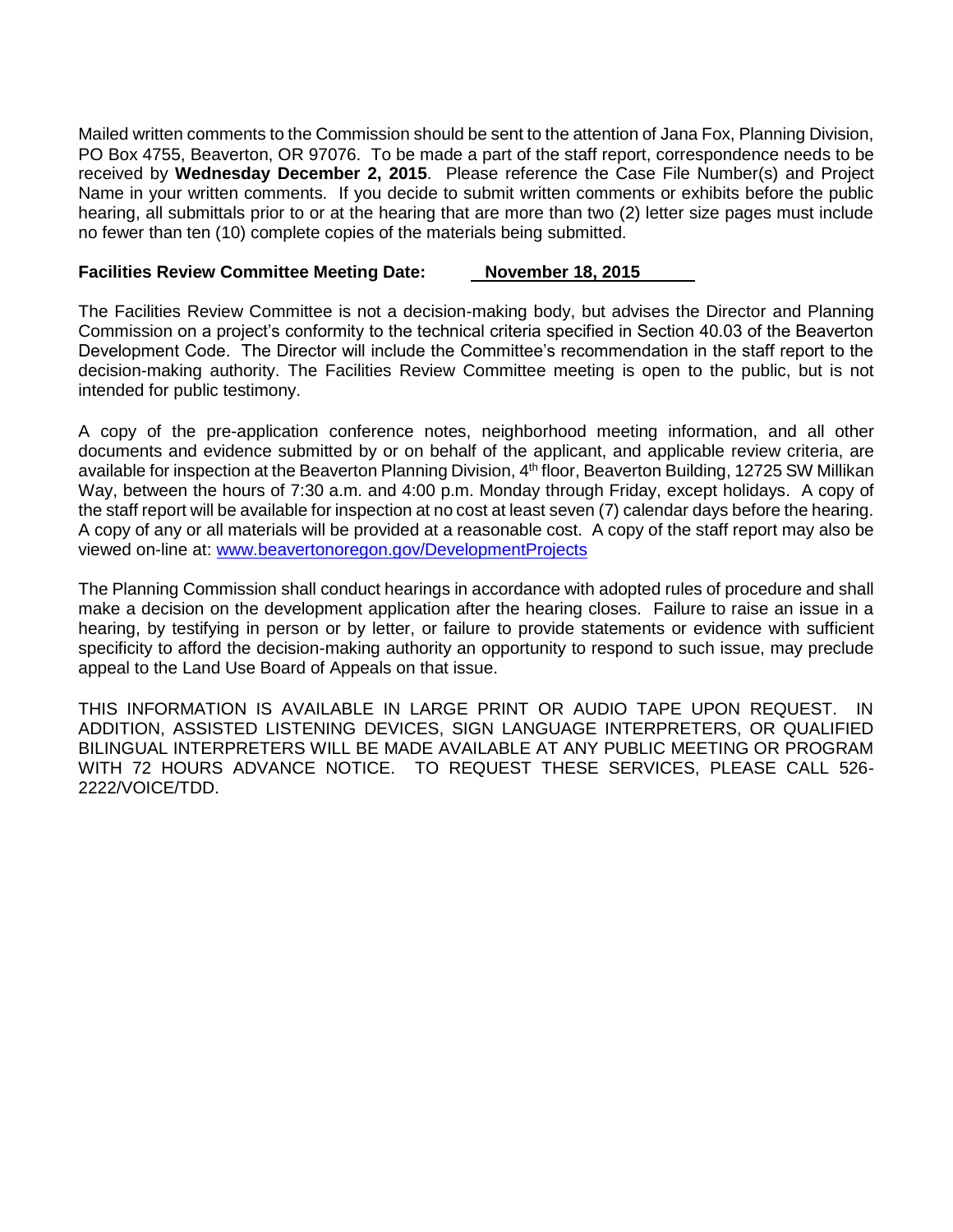Mailed written comments to the Commission should be sent to the attention of Jana Fox, Planning Division, PO Box 4755, Beaverton, OR 97076. To be made a part of the staff report, correspondence needs to be received by **Wednesday December 2, 2015**. Please reference the Case File Number(s) and Project Name in your written comments. If you decide to submit written comments or exhibits before the public hearing, all submittals prior to or at the hearing that are more than two (2) letter size pages must include no fewer than ten (10) complete copies of the materials being submitted.

**Facilities Review Committee Meeting Date: November 18, 2015**

The Facilities Review Committee is not a decision-making body, but advises the Director and Planning Commission on a project's conformity to the technical criteria specified in Section 40.03 of the Beaverton Development Code. The Director will include the Committee's recommendation in the staff report to the decision-making authority. The Facilities Review Committee meeting is open to the public, but is not intended for public testimony.

A copy of the pre-application conference notes, neighborhood meeting information, and all other documents and evidence submitted by or on behalf of the applicant, and applicable review criteria, are available for inspection at the Beaverton Planning Division, 4th floor, Beaverton Building, 12725 SW Millikan Way, between the hours of 7:30 a.m. and 4:00 p.m. Monday through Friday, except holidays. A copy of the staff report will be available for inspection at no cost at least seven (7) calendar days before the hearing. A copy of any or all materials will be provided at a reasonable cost. A copy of the staff report may also be viewed on-line at: www.beavertonoregon.gov/DevelopmentProjects

The Planning Commission shall conduct hearings in accordance with adopted rules of procedure and shall make a decision on the development application after the hearing closes. Failure to raise an issue in a hearing, by testifying in person or by letter, or failure to provide statements or evidence with sufficient specificity to afford the decision-making authority an opportunity to respond to such issue, may preclude appeal to the Land Use Board of Appeals on that issue.

THIS INFORMATION IS AVAILABLE IN LARGE PRINT OR AUDIO TAPE UPON REQUEST. IN ADDITION, ASSISTED LISTENING DEVICES, SIGN LANGUAGE INTERPRETERS, OR QUALIFIED BILINGUAL INTERPRETERS WILL BE MADE AVAILABLE AT ANY PUBLIC MEETING OR PROGRAM WITH 72 HOURS ADVANCE NOTICE. TO REQUEST THESE SERVICES, PLEASE CALL 526-2222/VOICE/TDD.